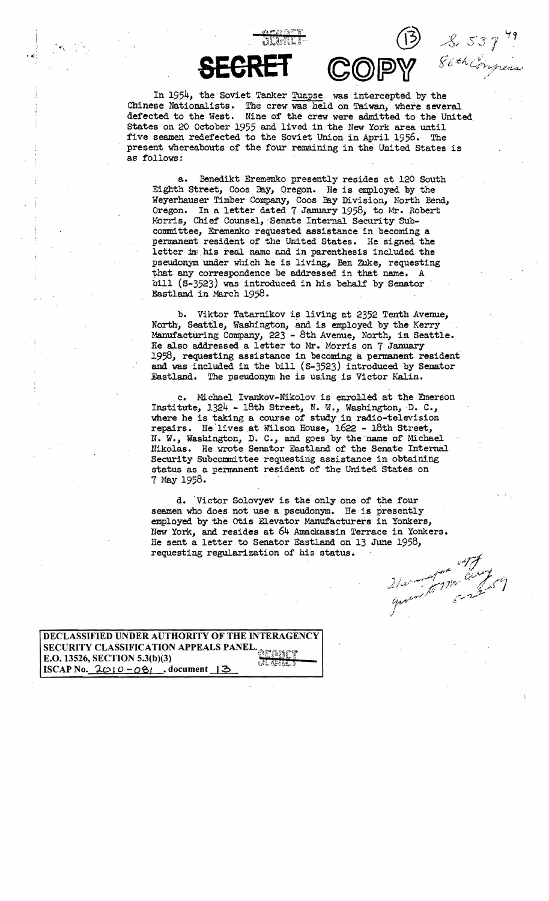SECRET COPY

(13) S. 537 86th Congress

In 1954, the Soviet Tanker *Tuapse* was intercepted by the Chinese Nationalists. The crew was held on Taiwan, where several defected to the West. Nine of the crew were admitted to the United States on 20 October 1955 and lived in the New York area until five seamen redefected to the Soviet Union in April 1956. The present whereabouts of the four remaining in the United States is as follows:

a. Benedikt Eremenko presently resides at 120 South Eighth Street, Coos Bay, Oregon. He is employed by the Weyerhauser Timber Company, Coos Bay Division, North Bend, Oregon. In a letter dated 7 January 1958, to Mr. Robert Morris, Chief Counsel, Senate Internal Security Subcommittee, Eremenko requested assistance in becoming a permanent resident of the United States. He signed the letter in his real name and in parenthesis included the pseudonym under which he is living, Ben Zuke, requesting that any correspondence be addressed in that name. A bill (S-3523) was introduced in his behalf by Senator Eastland in March 1958.

b. Viktor Tatarnikov is living at 2352 Tenth Avenue, North, Seattle, Washington, and is employed by the Kerry Manufacturing Company, 223 - 8th Avenue, North, in Seattle. He also addressed a letter to Mr. Morris on 7 January 1958, requesting assistance in becoming a permanent resident and was included in the bill (S-3523) introduced by Senator Eastland. The pseudonym he is using is Victor Kalin.

c. Michael Ivankov-Nikolov is enrolled at the Emerson Institute, 1324 - 18th Street, N. W., Washington, D. C., where he is taking a course of study in radio-television repairs. He lives at Wilson House, 1622 - 18th Street, N. W., Washington, D. C., and goes by the name of Michael Nikolas. He wrote Senator Eastland of the Senate Internal Security Subcommittee requesting assistance in obtaining status as a permanent resident of the United States on 7 May 1958.

d. Victor Solovyev is the only one of the four seamen who does not use a pseudonym. He is presently employed by the Otis Elevator Manufacturers in Yonkers, New York, and resides at 64 Amackassin Terrace in Yonkers. He sent a letter to Senator Eastland on 13 June 1958, requesting regularization of his status.

DECLASSIFIED UNDER AUTHORITY OF THE INTERAGENCY SECURITY CLASSIFICATION APPEALS PANEL.
E.O. 13526, SECTION 5.3(b)(3)
ISCAP No. 2010-081, document 13

SECRET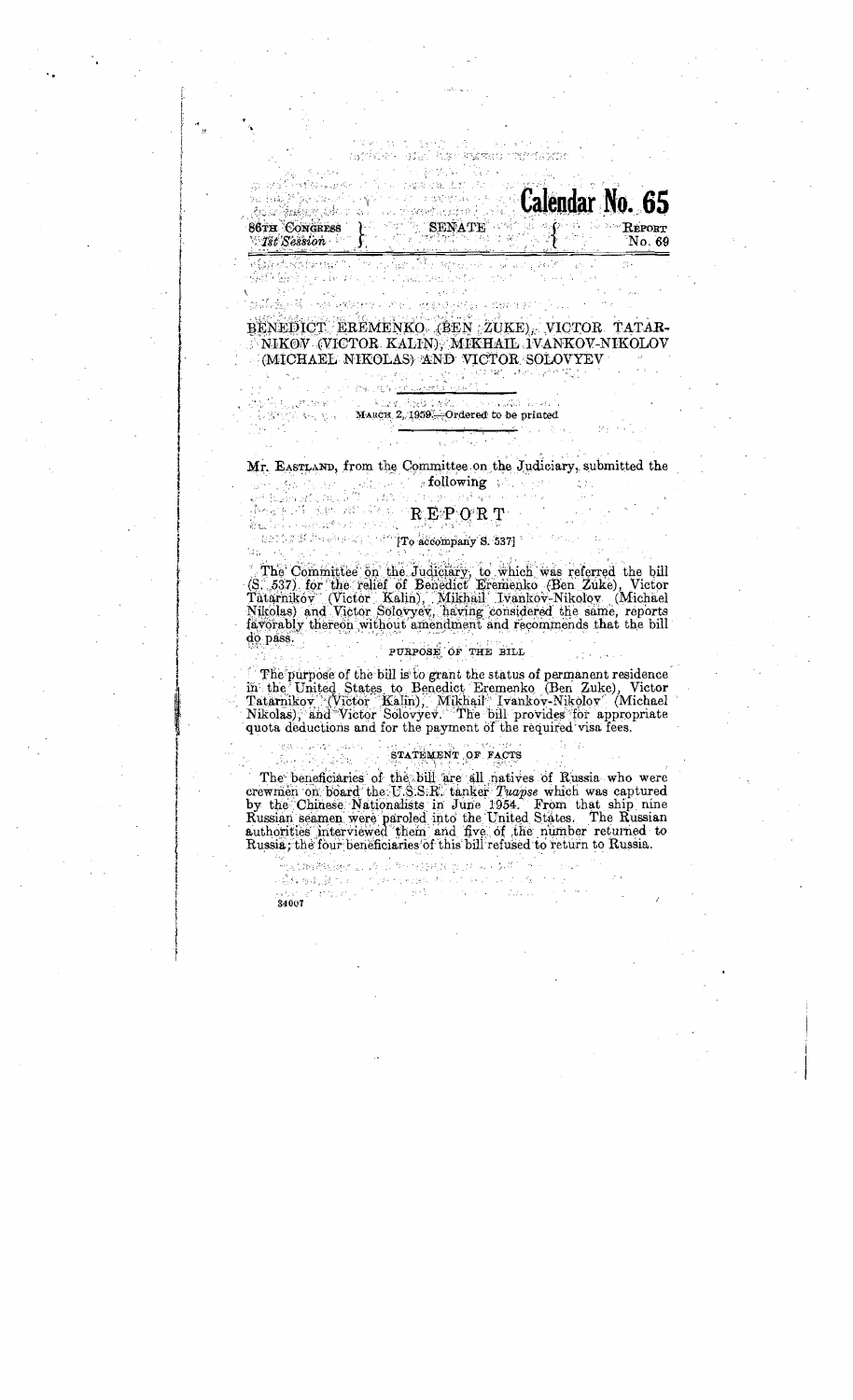Calendar No. 65

86TH CONGRESS
1st Session

SENATE

REPORT
No. 69

# BENEDICT EREMENKO (BEN ZUKE), VICTOR TATARNIKOV (VICTOR KALIN), MIKHAIL IVANKOV-NIKOLOV (MICHAEL NIKOLAS) AND VICTOR SOLOVYEV

MARCH 2, 1959.—Ordered to be printed

Mr. EASTLAND, from the Committee on the Judiciary, submitted the following

## REPORT

[To accompany S. 537]

The Committee on the Judiciary, to which was referred the bill (S. 537) for the relief of Benedict Eremenko (Ben Zuke), Victor Tatarnikov (Victor Kalin), Mikhail Ivankov-Nikolov (Michael Nikolas) and Victor Solovyev, having considered the same, reports favorably thereon without amendment and recommends that the bill do pass.

### PURPOSE OF THE BILL

The purpose of the bill is to grant the status of permanent residence in the United States to Benedict Eremenko (Ben Zuke), Victor Tatarnikov (Victor Kalin), Mikhail Ivankov-Nikolov (Michael Nikolas), and Victor Solovyev. The bill provides for appropriate quota deductions and for the payment of the required visa fees.

### STATEMENT OF FACTS

The beneficiaries of the bill are all natives of Russia who were crewmen on board the U.S.S.R. tanker *Tuapse* which was captured by the Chinese Nationalists in June 1954. From that ship nine Russian seamen were paroled into the United States. The Russian authorities interviewed them and five of the number returned to Russia; the four beneficiaries of this bill refused to return to Russia.

34007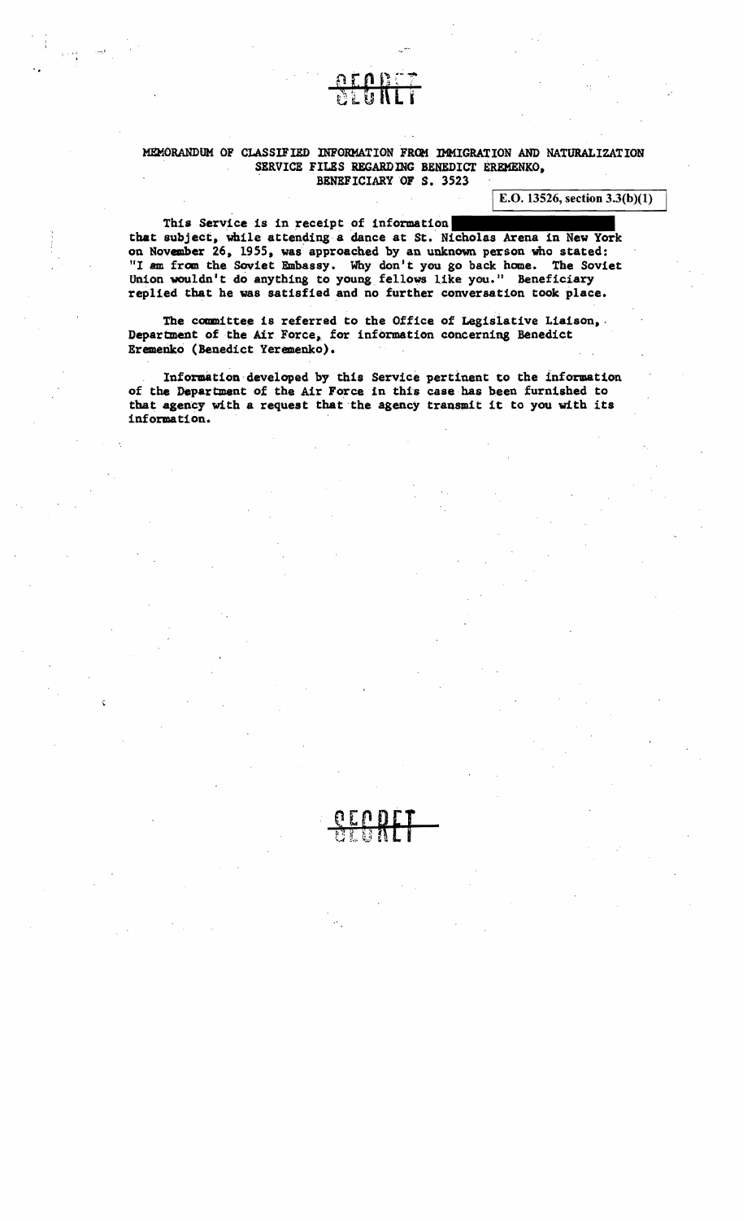SECRET

MEMORANDUM OF CLASSIFIED INFORMATION FROM IMMIGRATION AND NATURALIZATION SERVICE FILES REGARDING BENEDICT EREMENKO, BENEFICIARY OF S. 3523

E.O. 13526, section 3.3(b)(1)

This Service is in receipt of information ███████████ that subject, while attending a dance at St. Nicholas Arena in New York on November 26, 1955, was approached by an unknown person who stated: "I am from the Soviet Embassy. Why don't you go back home. The Soviet Union wouldn't do anything to young fellows like you." Beneficiary replied that he was satisfied and no further conversation took place.

The committee is referred to the Office of Legislative Liaison, Department of the Air Force, for information concerning Benedict Eremenko (Benedict Yeremenko).

Information developed by this Service pertinent to the information of the Department of the Air Force in this case has been furnished to that agency with a request that the agency transmit it to you with its information.

SECRET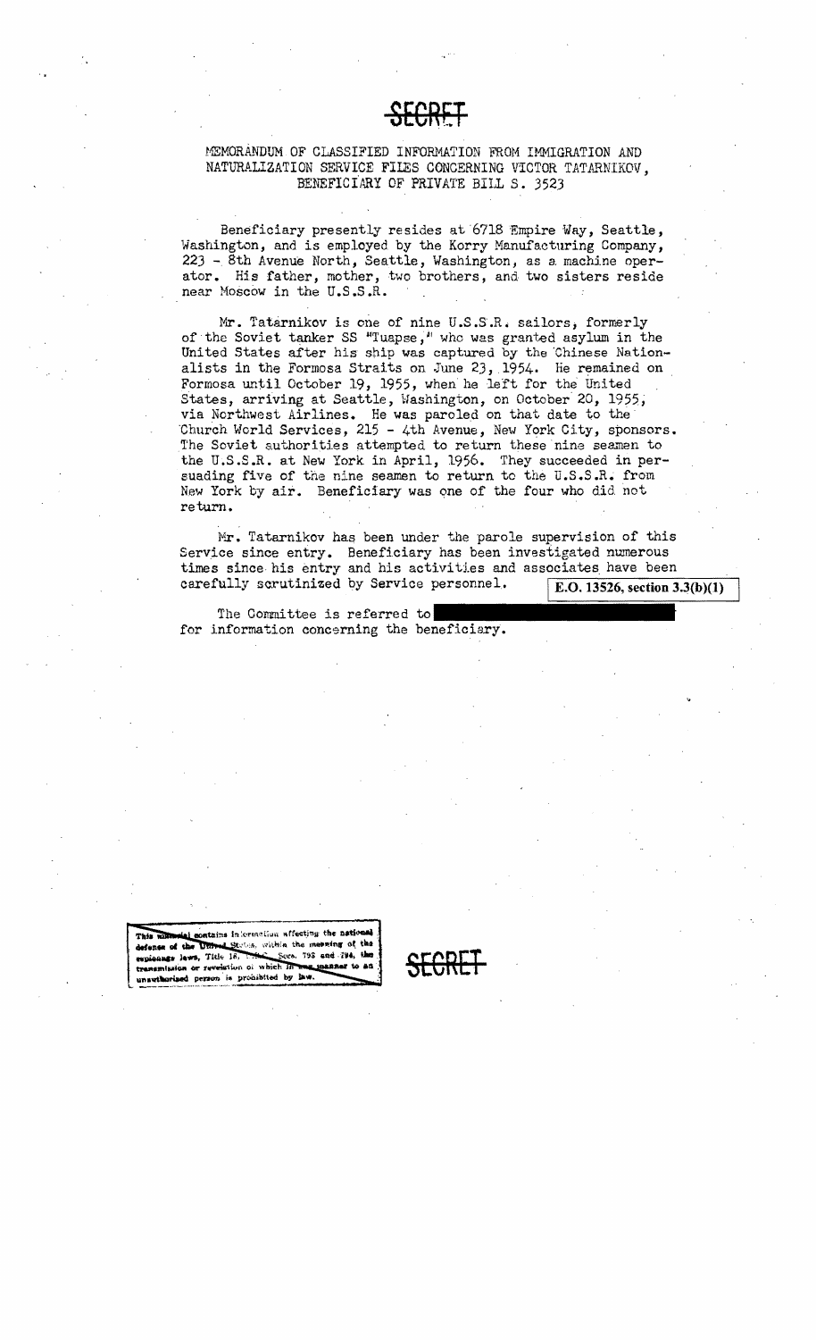**SECRET**

MEMORANDUM OF CLASSIFIED INFORMATION FROM IMMIGRATION AND NATURALIZATION SERVICE FILES CONCERNING VICTOR TATARNIKOV, BENEFICIARY OF PRIVATE BILL S. 3523

Beneficiary presently resides at 6718 Empire Way, Seattle, Washington, and is employed by the Korry Manufacturing Company, 223 - 8th Avenue North, Seattle, Washington, as a machine operator. His father, mother, two brothers, and two sisters reside near Moscow in the U.S.S.R.

Mr. Tatarnikov is one of nine U.S.S.R. sailors, formerly of the Soviet tanker SS "Tuapse," who was granted asylum in the United States after his ship was captured by the Chinese Nationalists in the Formosa Straits on June 23, 1954. He remained on Formosa until October 19, 1955, when he left for the United States, arriving at Seattle, Washington, on October 20, 1955, via Northwest Airlines. He was paroled on that date to the Church World Services, 215 - 4th Avenue, New York City, sponsors. The Soviet authorities attempted to return these nine seamen to the U.S.S.R. at New York in April, 1956. They succeeded in persuading five of the nine seamen to return to the U.S.S.R. from New York by air. Beneficiary was one of the four who did not return.

Mr. Tatarnikov has been under the parole supervision of this Service since entry. Beneficiary has been investigated numerous times since his entry and his activities and associates have been carefully scrutinized by Service personnel.

E.O. 13526, section 3.3(b)(1)

The Committee is referred to [redacted] for information concerning the beneficiary.

This material contains information affecting the national defense of the United States, within the meaning of the espionage laws, Title 18, U.S.C., Secs. 793 and 794, the transmission or revelation of which in any manner to an unauthorized person is prohibited by law.

**SECRET**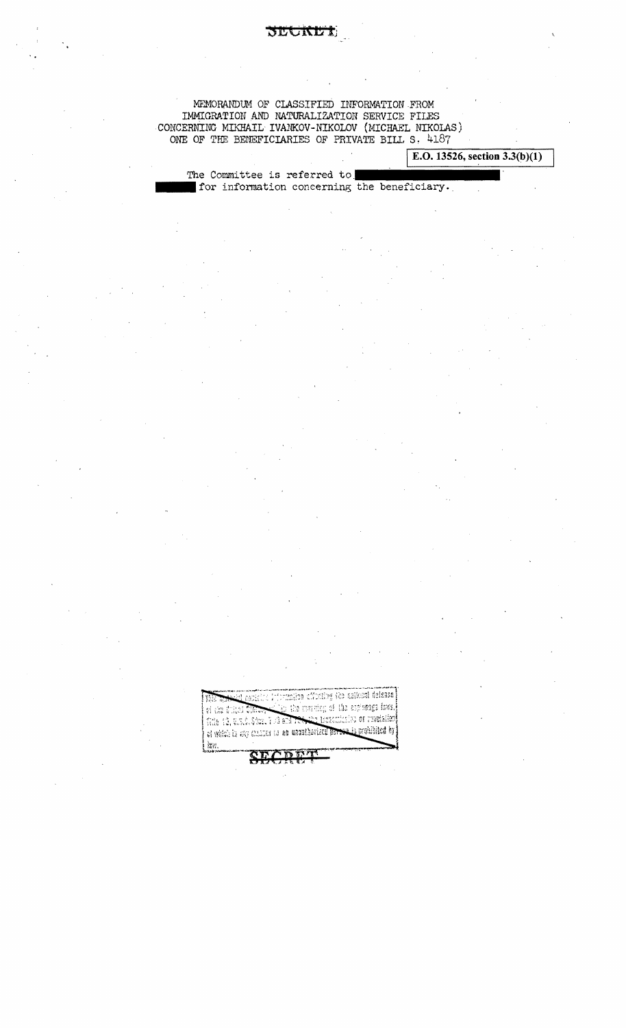SECRET

MEMORANDUM OF CLASSIFIED INFORMATION FROM IMMIGRATION AND NATURALIZATION SERVICE FILES CONCERNING MIKHAIL IVANKOV-NIKOLOV (MICHAEL NIKOLAS) ONE OF THE BENEFICIARIES OF PRIVATE BILL S. 4187

E.O. 13526, section 3.3(b)(1)

The Committee is referred to ██████████ ████ for information concerning the beneficiary.

This material contains information affecting the national defense of the United States within the meaning of the espionage laws, Title 18, U.S.C. Secs. 793 and 794, the transmission or revelation of which in any manner to an unauthorized person is prohibited by law.

SECRET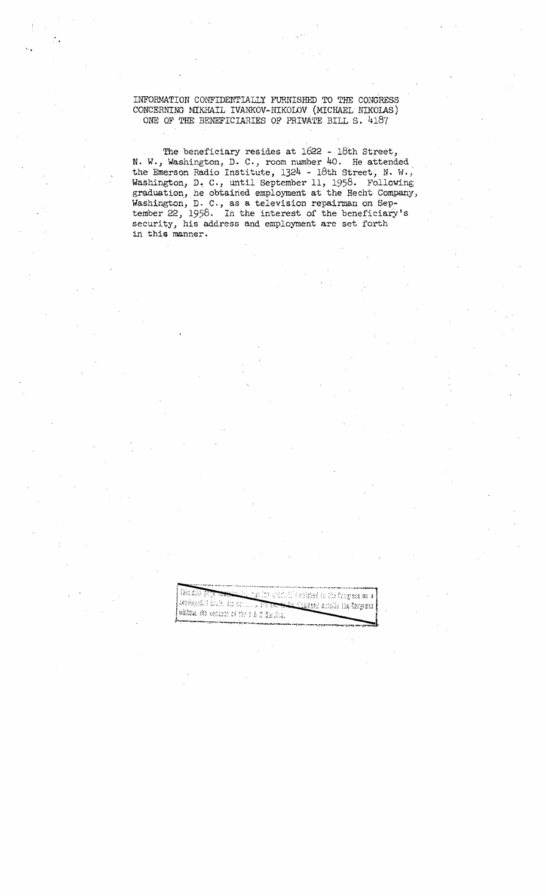INFORMATION CONFIDENTIALLY FURNISHED TO THE CONGRESS CONCERNING MIKHAIL IVANKOV-NIKOLOV (MICHAEL NIKOLAS) ONE OF THE BENEFICIARIES OF PRIVATE BILL S. 4187

The beneficiary resides at 1622 - 18th Street, N. W., Washington, D. C., room number 40. He attended the Emerson Radio Institute, 1324 - 18th Street, N. W., Washington, D. C., until September 11, 1958. Following graduation, he obtained employment at the Hecht Company, Washington, D. C., as a television repairman on September 22, 1958. In the interest of the beneficiary's security, his address and employment are set forth in this manner.

This data page ... which is furnished to the Congress on a confidential basis. Its contents ... released outside the Congress without the consent of the I & N Service.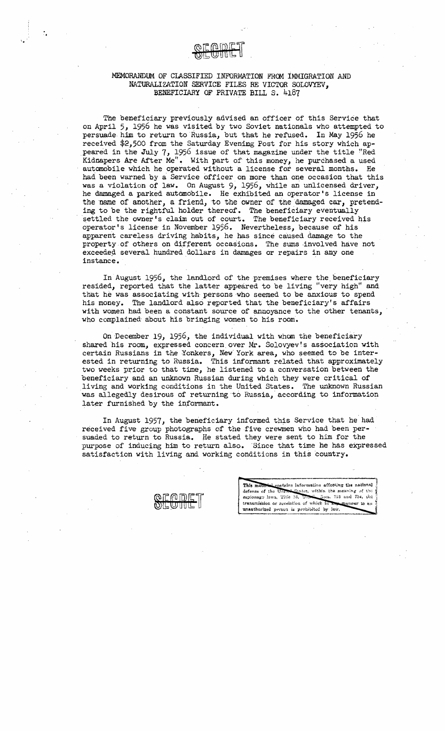SECRET

MEMORANDUM OF CLASSIFIED INFORMATION FROM IMMIGRATION AND NATURALIZATION SERVICE FILES RE VICTOR SOLOVYEV, BENEFICIARY OF PRIVATE BILL S. 4187

The beneficiary previously advised an officer of this Service that on April 5, 1956 he was visited by two Soviet nationals who attempted to persuade him to return to Russia, but that he refused. In May 1956 he received $2,500 from the Saturday Evening Post for his story which appeared in the July 7, 1956 issue of that magazine under the title "Red Kidnapers Are After Me". With part of this money, he purchased a used automobile which he operated without a license for several months. He had been warned by a Service officer on more than one occasion that this was a violation of law. On August 9, 1956, while an unlicensed driver, he damaged a parked automobile. He exhibited an operator's license in the name of another, a friend, to the owner of the damaged car, pretending to be the rightful holder thereof. The beneficiary eventually settled the owner's claim out of court. The beneficiary received his operator's license in November 1956. Nevertheless, because of his apparent careless driving habits, he has since caused damage to the property of others on different occasions. The sums involved have not exceeded several hundred dollars in damages or repairs in any one instance.

In August 1956, the landlord of the premises where the beneficiary resided, reported that the latter appeared to be living "very high" and that he was associating with persons who seemed to be anxious to spend his money. The landlord also reported that the beneficiary's affairs with women had been a constant source of annoyance to the other tenants, who complained about his bringing women to his room.

On December 19, 1956, the individual with whom the beneficiary shared his room, expressed concern over Mr. Solovyev's association with certain Russians in the Yonkers, New York area, who seemed to be interested in returning to Russia. This informant related that approximately two weeks prior to that time, he listened to a conversation between the beneficiary and an unknown Russian during which they were critical of living and working conditions in the United States. The unknown Russian was allegedly desirous of returning to Russia, according to information later furnished by the informant.

In August 1957, the beneficiary informed this Service that he had received five group photographs of the five crewmen who had been persuaded to return to Russia. He stated they were sent to him for the purpose of inducing him to return also. Since that time he has expressed satisfaction with living and working conditions in this country.

SECRET

This material contains information affecting the national defense of the United States, within the meaning of the espionage laws, Title 18, U.S.C., Secs. 793 and 794, the transmission or revelation of which in any manner to an unauthorized person is prohibited by law.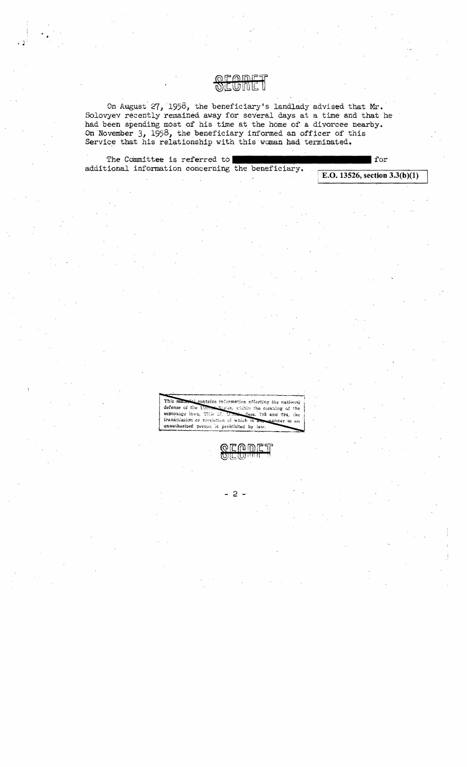SECRET

On August 27, 1958, the beneficiary's landlady advised that Mr. Solovyev recently remained away for several days at a time and that he had been spending most of his time at the home of a divorcee nearby. On November 3, 1958, the beneficiary informed an officer of this Service that his relationship with this woman had terminated.

The Committee is referred to [REDACTED] for additional information concerning the beneficiary.

**E.O. 13526, section 3.3(b)(1)**

This material contains information affecting the national defense of the United States within the meaning of the espionage laws, Title 18, U.S.C., Secs. 793 and 794, the transmission or revelation of which in any manner to an unauthorized person is prohibited by law.

SECRET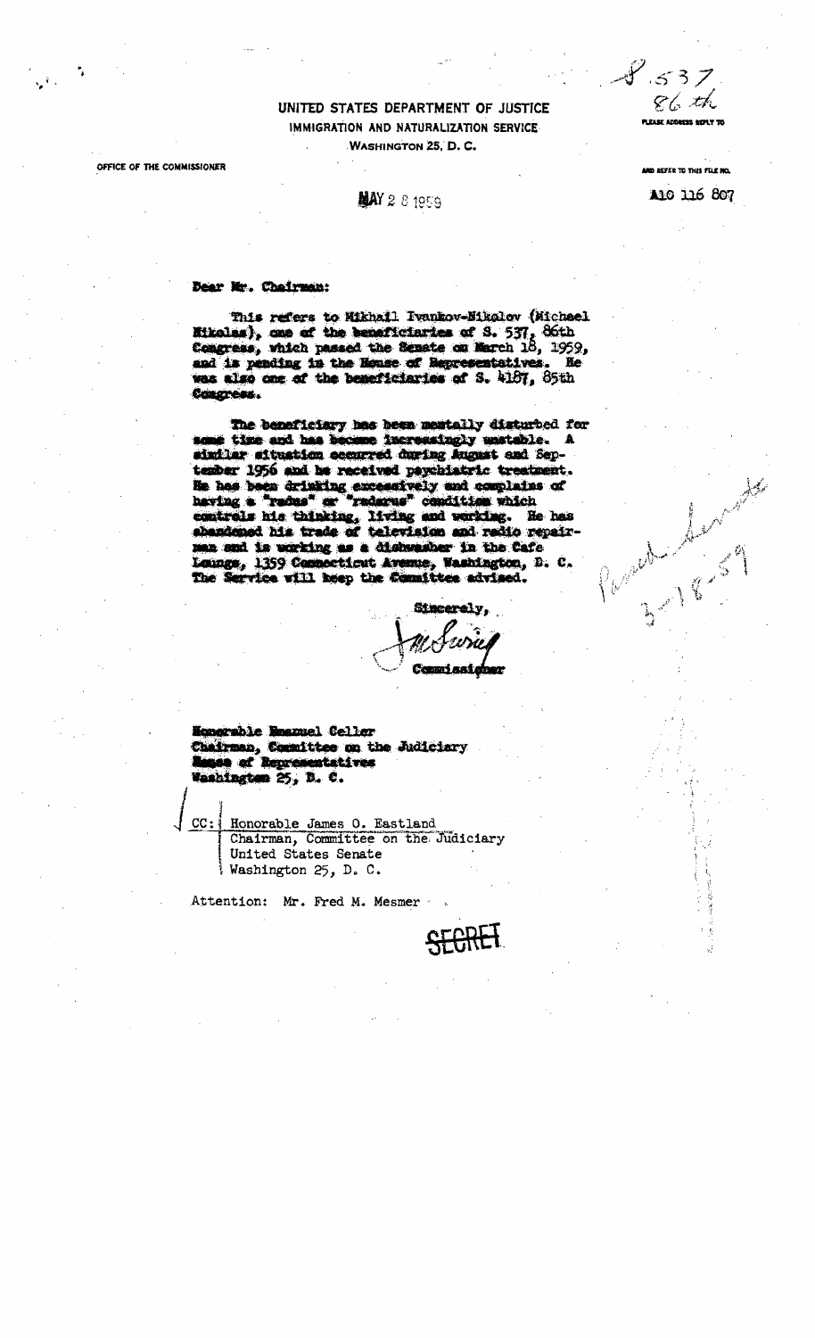S. 537
86th

UNITED STATES DEPARTMENT OF JUSTICE
IMMIGRATION AND NATURALIZATION SERVICE
WASHINGTON 25, D. C.

OFFICE OF THE COMMISSIONER

PLEASE ADDRESS REPLY TO

AND REFER TO THIS FILE NO.
A10 116 807

MAY 2 8 1959

Dear Mr. Chairman:

This refers to Mikhail Ivankov-Nikolov (Michael Nikolas), one of the beneficiaries of S. 537, 86th Congress, which passed the Senate on March 18, 1959, and is pending in the House of Representatives. He was also one of the beneficiaries of S. 4187, 85th Congress.

The beneficiary has been mentally disturbed for some time and has become increasingly unstable. A similar situation occurred during August and September 1956 and he received psychiatric treatment. He has been drinking excessively and complains of having a "radas" or "radarus" condition which controls his thinking, living and working. He has abandoned his trade of television and radio repairman and is working as a dishwasher in the Cafe Lounge, 1359 Connecticut Avenue, Washington, D. C. The Service will keep the Committee advised.

Passed Senate
3-18-59

Sincerely,

J M Swing

Commissioner

Honorable Emanuel Celler
Chairman, Committee on the Judiciary
House of Representatives
Washington 25, D. C.

CC: Honorable James O. Eastland
Chairman, Committee on the Judiciary
United States Senate
Washington 25, D. C.

Attention: Mr. Fred M. Mesmer

SECRET